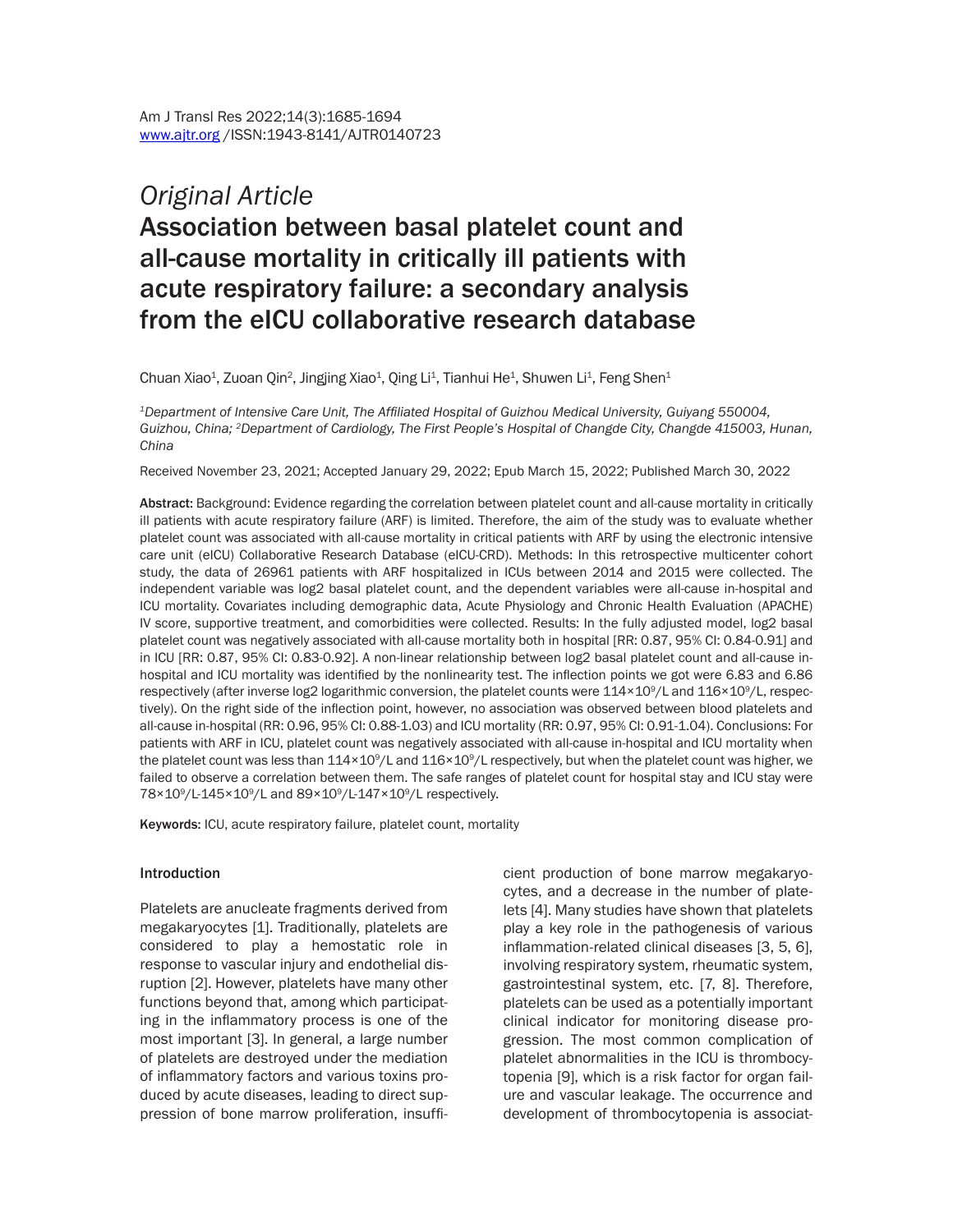*Original Article*

# Association between basal platelet count and all-cause mortality in critically ill patients with acute respiratory failure: a secondary analysis from the eICU collaborative research database

Chuan Xiao[1], Zuoan Qin[2], Jingjing Xiao[1], Qing Li[1], Tianhui He[1], Shuwen Li[1], Feng Shen[1]

*[1]Department of Intensive Care Unit, The Affiliated Hospital of Guizhou Medical University, Guiyang 550004, Guizhou, China; [2]Department of Cardiology, The First People's Hospital of Changde City, Changde 415003, Hunan, China*

Received November 23, 2021; Accepted January 29, 2022; Epub March 15, 2022; Published March 30, 2022

**Abstract:** Background: Evidence regarding the correlation between platelet count and all-cause mortality in critically ill patients with acute respiratory failure (ARF) is limited. Therefore, the aim of the study was to evaluate whether platelet count was associated with all-cause mortality in critical patients with ARF by using the electronic intensive care unit (eICU) Collaborative Research Database (eICU-CRD). Methods: In this retrospective multicenter cohort study, the data of 26961 patients with ARF hospitalized in ICUs between 2014 and 2015 were collected. The independent variable was log2 basal platelet count, and the dependent variables were all-cause in-hospital and ICU mortality. Covariates including demographic data, Acute Physiology and Chronic Health Evaluation (APACHE) IV score, supportive treatment, and comorbidities were collected. Results: In the fully adjusted model, log2 basal platelet count was negatively associated with all-cause mortality both in hospital [RR: 0.87, 95% CI: 0.84-0.91] and in ICU [RR: 0.87, 95% CI: 0.83-0.92]. A non-linear relationship between log2 basal platelet count and all-cause in-hospital and ICU mortality was identified by the nonlinearity test. The inflection points we got were 6.83 and 6.86 respectively (after inverse log2 logarithmic conversion, the platelet counts were $114\times10^9$/L and $116\times10^9$/L, respectively). On the right side of the inflection point, however, no association was observed between blood platelets and all-cause in-hospital (RR: 0.96, 95% CI: 0.88-1.03) and ICU mortality (RR: 0.97, 95% CI: 0.91-1.04). Conclusions: For patients with ARF in ICU, platelet count was negatively associated with all-cause in-hospital and ICU mortality when the platelet count was less than $114\times10^9$/L and $116\times10^9$/L respectively, but when the platelet count was higher, we failed to observe a correlation between them. The safe ranges of platelet count for hospital stay and ICU stay were $78\times10^9$/L-$145\times10^9$/L and $89\times10^9$/L-$147\times10^9$/L respectively.

**Keywords:** ICU, acute respiratory failure, platelet count, mortality

## Introduction

Platelets are anucleate fragments derived from megakaryocytes [1]. Traditionally, platelets are considered to play a hemostatic role in response to vascular injury and endothelial disruption [2]. However, platelets have many other functions beyond that, among which participating in the inflammatory process is one of the most important [3]. In general, a large number of platelets are destroyed under the mediation of inflammatory factors and various toxins produced by acute diseases, leading to direct suppression of bone marrow proliferation, insufficient production of bone marrow megakaryocytes, and a decrease in the number of platelets [4]. Many studies have shown that platelets play a key role in the pathogenesis of various inflammation-related clinical diseases [3, 5, 6], involving respiratory system, rheumatic system, gastrointestinal system, etc. [7, 8]. Therefore, platelets can be used as a potentially important clinical indicator for monitoring disease progression. The most common complication of platelet abnormalities in the ICU is thrombocytopenia [9], which is a risk factor for organ failure and vascular leakage. The occurrence and development of thrombocytopenia is associat-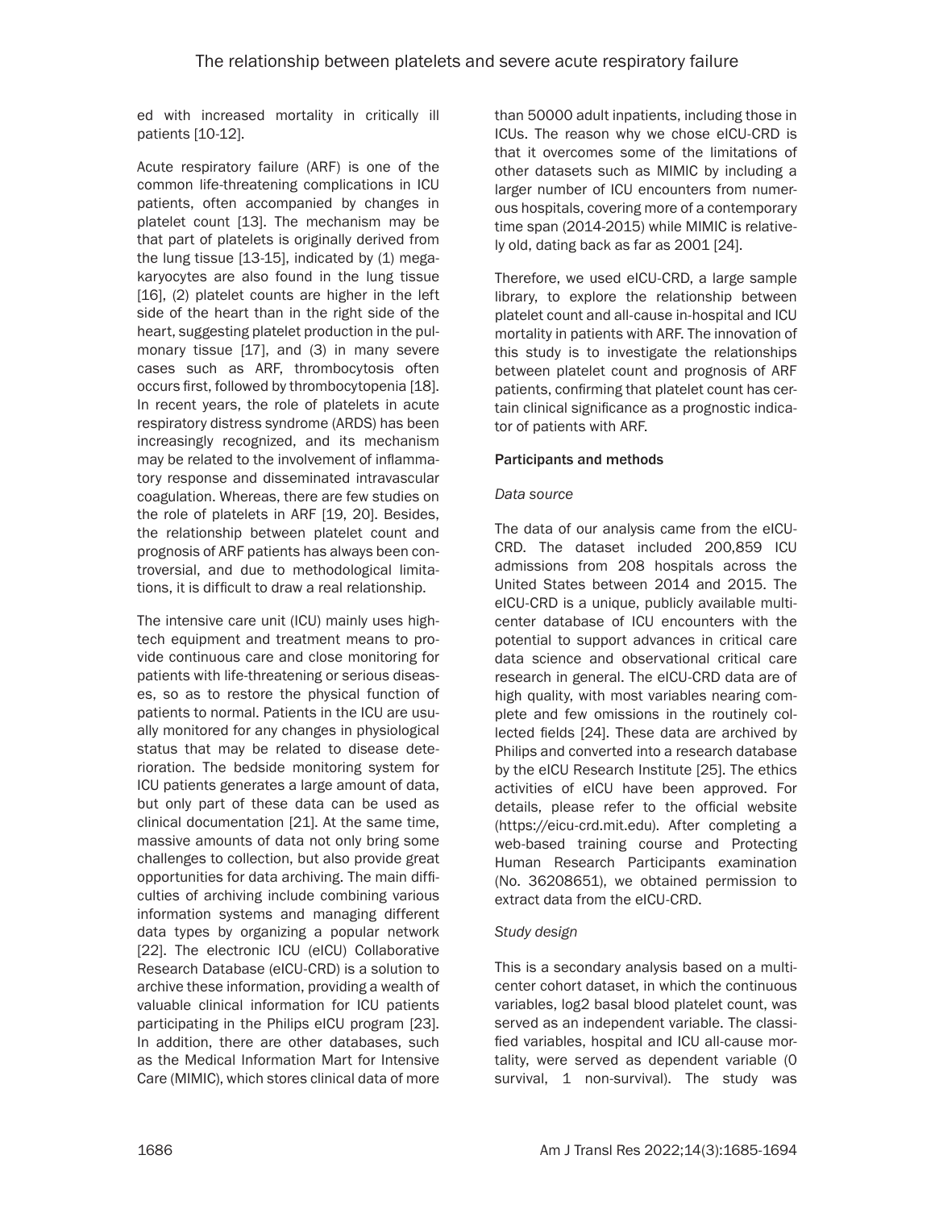ed with increased mortality in critically ill patients [10-12].

Acute respiratory failure (ARF) is one of the common life-threatening complications in ICU patients, often accompanied by changes in platelet count [13]. The mechanism may be that part of platelets is originally derived from the lung tissue [13-15], indicated by (1) megakaryocytes are also found in the lung tissue [16], (2) platelet counts are higher in the left side of the heart than in the right side of the heart, suggesting platelet production in the pulmonary tissue [17], and (3) in many severe cases such as ARF, thrombocytosis often occurs first, followed by thrombocytopenia [18]. In recent years, the role of platelets in acute respiratory distress syndrome (ARDS) has been increasingly recognized, and its mechanism may be related to the involvement of inflammatory response and disseminated intravascular coagulation. Whereas, there are few studies on the role of platelets in ARF [19, 20]. Besides, the relationship between platelet count and prognosis of ARF patients has always been controversial, and due to methodological limitations, it is difficult to draw a real relationship.

The intensive care unit (ICU) mainly uses high-tech equipment and treatment means to provide continuous care and close monitoring for patients with life-threatening or serious diseases, so as to restore the physical function of patients to normal. Patients in the ICU are usually monitored for any changes in physiological status that may be related to disease deterioration. The bedside monitoring system for ICU patients generates a large amount of data, but only part of these data can be used as clinical documentation [21]. At the same time, massive amounts of data not only bring some challenges to collection, but also provide great opportunities for data archiving. The main difficulties of archiving include combining various information systems and managing different data types by organizing a popular network [22]. The electronic ICU (eICU) Collaborative Research Database (eICU-CRD) is a solution to archive these information, providing a wealth of valuable clinical information for ICU patients participating in the Philips eICU program [23]. In addition, there are other databases, such as the Medical Information Mart for Intensive Care (MIMIC), which stores clinical data of more than 50000 adult inpatients, including those in ICUs. The reason why we chose eICU-CRD is that it overcomes some of the limitations of other datasets such as MIMIC by including a larger number of ICU encounters from numerous hospitals, covering more of a contemporary time span (2014-2015) while MIMIC is relatively old, dating back as far as 2001 [24].

Therefore, we used eICU-CRD, a large sample library, to explore the relationship between platelet count and all-cause in-hospital and ICU mortality in patients with ARF. The innovation of this study is to investigate the relationships between platelet count and prognosis of ARF patients, confirming that platelet count has certain clinical significance as a prognostic indicator of patients with ARF.

## Participants and methods

### *Data source*

The data of our analysis came from the eICU-CRD. The dataset included 200,859 ICU admissions from 208 hospitals across the United States between 2014 and 2015. The eICU-CRD is a unique, publicly available multi-center database of ICU encounters with the potential to support advances in critical care data science and observational critical care research in general. The eICU-CRD data are of high quality, with most variables nearing complete and few omissions in the routinely collected fields [24]. These data are archived by Philips and converted into a research database by the eICU Research Institute [25]. The ethics activities of eICU have been approved. For details, please refer to the official website (https://eicu-crd.mit.edu). After completing a web-based training course and Protecting Human Research Participants examination (No. 36208651), we obtained permission to extract data from the eICU-CRD.

### *Study design*

This is a secondary analysis based on a multi-center cohort dataset, in which the continuous variables, log2 basal blood platelet count, was served as an independent variable. The classified variables, hospital and ICU all-cause mortality, were served as dependent variable (0 survival, 1 non-survival). The study was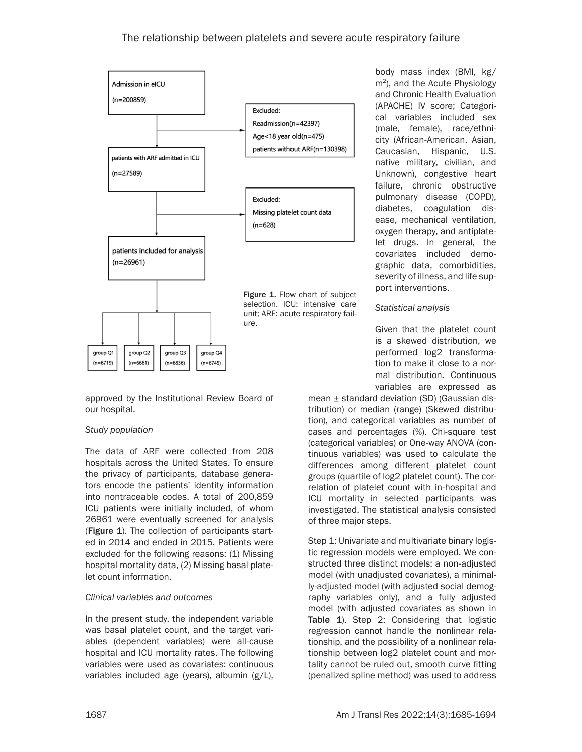Admission in eICU

(n=200859)

Excluded:
Readmission(n=42397)
Age<18 year old(n=475)
patients without ARF(n=130398)

patients with ARF admitted in ICU

(n=27589)

Excluded:
Missing platelet count data
(n=628)

patients included for analysis
(n=26961)

group Q1 (n=6719) | group Q2 (n=6661) | group Q3 (n=6836) | group Q4 (n=6745)

**Figure 1.** Flow chart of subject selection. ICU: intensive care unit; ARF: acute respiratory failure.

approved by the Institutional Review Board of our hospital.

*Study population*

The data of ARF were collected from 208 hospitals across the United States. To ensure the privacy of participants, database generators encode the patients' identity information into nontraceable codes. A total of 200,859 ICU patients were initially included, of whom 26961 were eventually screened for analysis (**Figure 1**). The collection of participants started in 2014 and ended in 2015. Patients were excluded for the following reasons: (1) Missing hospital mortality data, (2) Missing basal platelet count information.

*Clinical variables and outcomes*

In the present study, the independent variable was basal platelet count, and the target variables (dependent variables) were all-cause hospital and ICU mortality rates. The following variables were used as covariates: continuous variables included age (years), albumin (g/L), body mass index (BMI, kg/$m^2$), and the Acute Physiology and Chronic Health Evaluation (APACHE) IV score; Categorical variables included sex (male, female), race/ethnicity (African-American, Asian, Caucasian, Hispanic, U.S. native military, civilian, and Unknown), congestive heart failure, chronic obstructive pulmonary disease (COPD), diabetes, coagulation disease, mechanical ventilation, oxygen therapy, and antiplatelet drugs. In general, the covariates included demographic data, comorbidities, severity of illness, and life support interventions.

*Statistical analysis*

Given that the platelet count is a skewed distribution, we performed log2 transformation to make it close to a normal distribution. Continuous variables are expressed as mean ± standard deviation (SD) (Gaussian distribution) or median (range) (Skewed distribution), and categorical variables as number of cases and percentages (%). Chi-square test (categorical variables) or One-way ANOVA (continuous variables) was used to calculate the differences among different platelet count groups (quartile of log2 platelet count). The correlation of platelet count with in-hospital and ICU mortality in selected participants was investigated. The statistical analysis consisted of three major steps.

Step 1: Univariate and multivariate binary logistic regression models were employed. We constructed three distinct models: a non-adjusted model (with unadjusted covariates), a minimally-adjusted model (with adjusted social demography variables only), and a fully adjusted model (with adjusted covariates as shown in **Table 1**). Step 2: Considering that logistic regression cannot handle the nonlinear relationship, and the possibility of a nonlinear relationship between log2 platelet count and mortality cannot be ruled out, smooth curve fitting (penalized spline method) was used to address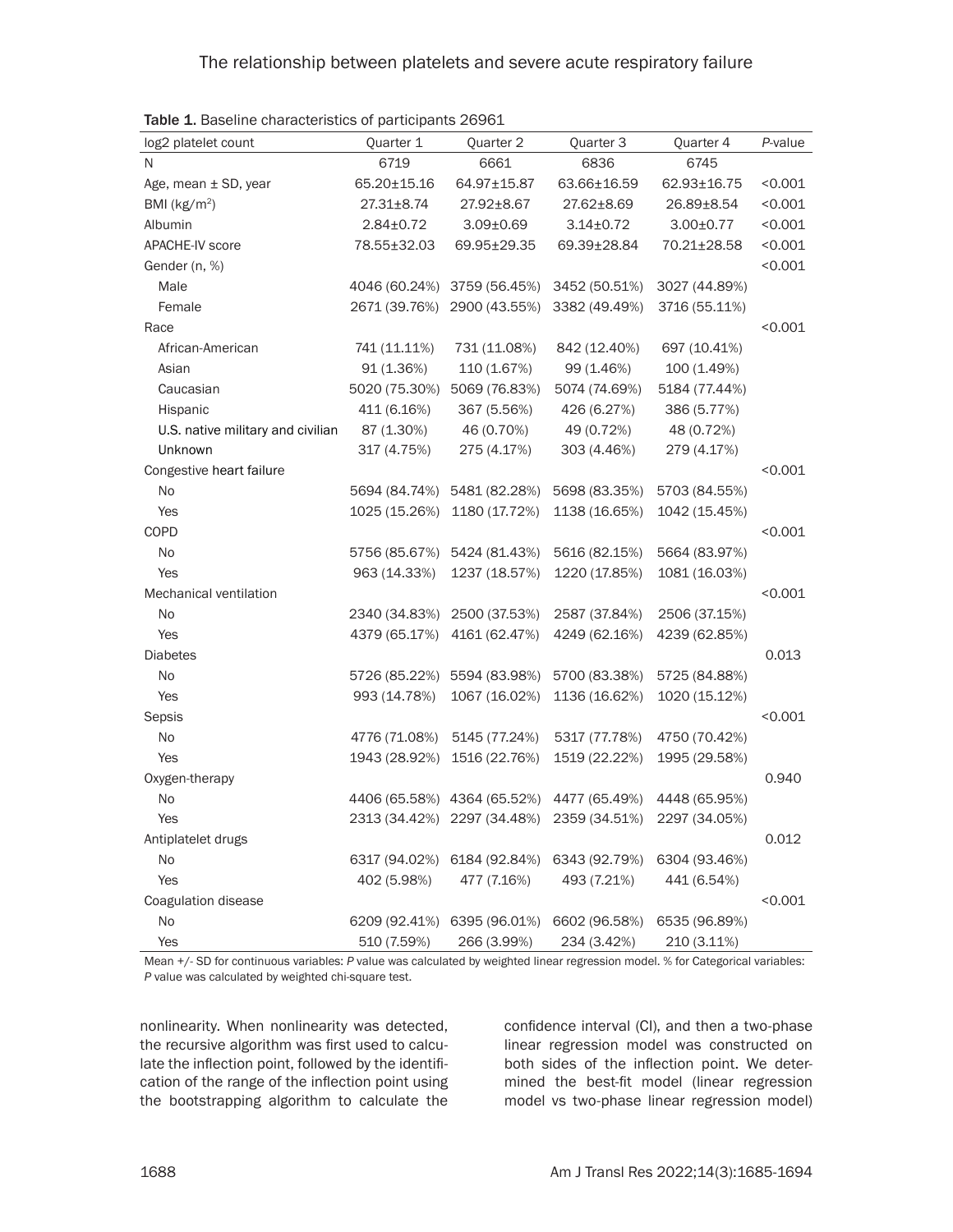**Table 1.** Baseline characteristics of participants 26961

| log2 platelet count | Quarter 1 | Quarter 2 | Quarter 3 | Quarter 4 | *P*-value |
|---|---|---|---|---|---|
| N | 6719 | 6661 | 6836 | 6745 | |
| Age, mean ± SD, year | 65.20±15.16 | 64.97±15.87 | 63.66±16.59 | 62.93±16.75 | <0.001 |
| BMI (kg/m$^2$) | 27.31±8.74 | 27.92±8.67 | 27.62±8.69 | 26.89±8.54 | <0.001 |
| Albumin | 2.84±0.72 | 3.09±0.69 | 3.14±0.72 | 3.00±0.77 | <0.001 |
| APACHE-IV score | 78.55±32.03 | 69.95±29.35 | 69.39±28.84 | 70.21±28.58 | <0.001 |
| Gender (n, %) | | | | | <0.001 |
| Male | 4046 (60.24%) | 3759 (56.45%) | 3452 (50.51%) | 3027 (44.89%) | |
| Female | 2671 (39.76%) | 2900 (43.55%) | 3382 (49.49%) | 3716 (55.11%) | |
| Race | | | | | <0.001 |
| African-American | 741 (11.11%) | 731 (11.08%) | 842 (12.40%) | 697 (10.41%) | |
| Asian | 91 (1.36%) | 110 (1.67%) | 99 (1.46%) | 100 (1.49%) | |
| Caucasian | 5020 (75.30%) | 5069 (76.83%) | 5074 (74.69%) | 5184 (77.44%) | |
| Hispanic | 411 (6.16%) | 367 (5.56%) | 426 (6.27%) | 386 (5.77%) | |
| U.S. native military and civilian | 87 (1.30%) | 46 (0.70%) | 49 (0.72%) | 48 (0.72%) | |
| Unknown | 317 (4.75%) | 275 (4.17%) | 303 (4.46%) | 279 (4.17%) | |
| Congestive heart failure | | | | | <0.001 |
| No | 5694 (84.74%) | 5481 (82.28%) | 5698 (83.35%) | 5703 (84.55%) | |
| Yes | 1025 (15.26%) | 1180 (17.72%) | 1138 (16.65%) | 1042 (15.45%) | |
| COPD | | | | | <0.001 |
| No | 5756 (85.67%) | 5424 (81.43%) | 5616 (82.15%) | 5664 (83.97%) | |
| Yes | 963 (14.33%) | 1237 (18.57%) | 1220 (17.85%) | 1081 (16.03%) | |
| Mechanical ventilation | | | | | <0.001 |
| No | 2340 (34.83%) | 2500 (37.53%) | 2587 (37.84%) | 2506 (37.15%) | |
| Yes | 4379 (65.17%) | 4161 (62.47%) | 4249 (62.16%) | 4239 (62.85%) | |
| Diabetes | | | | | 0.013 |
| No | 5726 (85.22%) | 5594 (83.98%) | 5700 (83.38%) | 5725 (84.88%) | |
| Yes | 993 (14.78%) | 1067 (16.02%) | 1136 (16.62%) | 1020 (15.12%) | |
| Sepsis | | | | | <0.001 |
| No | 4776 (71.08%) | 5145 (77.24%) | 5317 (77.78%) | 4750 (70.42%) | |
| Yes | 1943 (28.92%) | 1516 (22.76%) | 1519 (22.22%) | 1995 (29.58%) | |
| Oxygen-therapy | | | | | 0.940 |
| No | 4406 (65.58%) | 4364 (65.52%) | 4477 (65.49%) | 4448 (65.95%) | |
| Yes | 2313 (34.42%) | 2297 (34.48%) | 2359 (34.51%) | 2297 (34.05%) | |
| Antiplatelet drugs | | | | | 0.012 |
| No | 6317 (94.02%) | 6184 (92.84%) | 6343 (92.79%) | 6304 (93.46%) | |
| Yes | 402 (5.98%) | 477 (7.16%) | 493 (7.21%) | 441 (6.54%) | |
| Coagulation disease | | | | | <0.001 |
| No | 6209 (92.41%) | 6395 (96.01%) | 6602 (96.58%) | 6535 (96.89%) | |
| Yes | 510 (7.59%) | 266 (3.99%) | 234 (3.42%) | 210 (3.11%) | |

Mean +/- SD for continuous variables: *P* value was calculated by weighted linear regression model. % for Categorical variables: *P* value was calculated by weighted chi-square test.

nonlinearity. When nonlinearity was detected, the recursive algorithm was first used to calculate the inflection point, followed by the identification of the range of the inflection point using the bootstrapping algorithm to calculate the confidence interval (CI), and then a two-phase linear regression model was constructed on both sides of the inflection point. We determined the best-fit model (linear regression model vs two-phase linear regression model)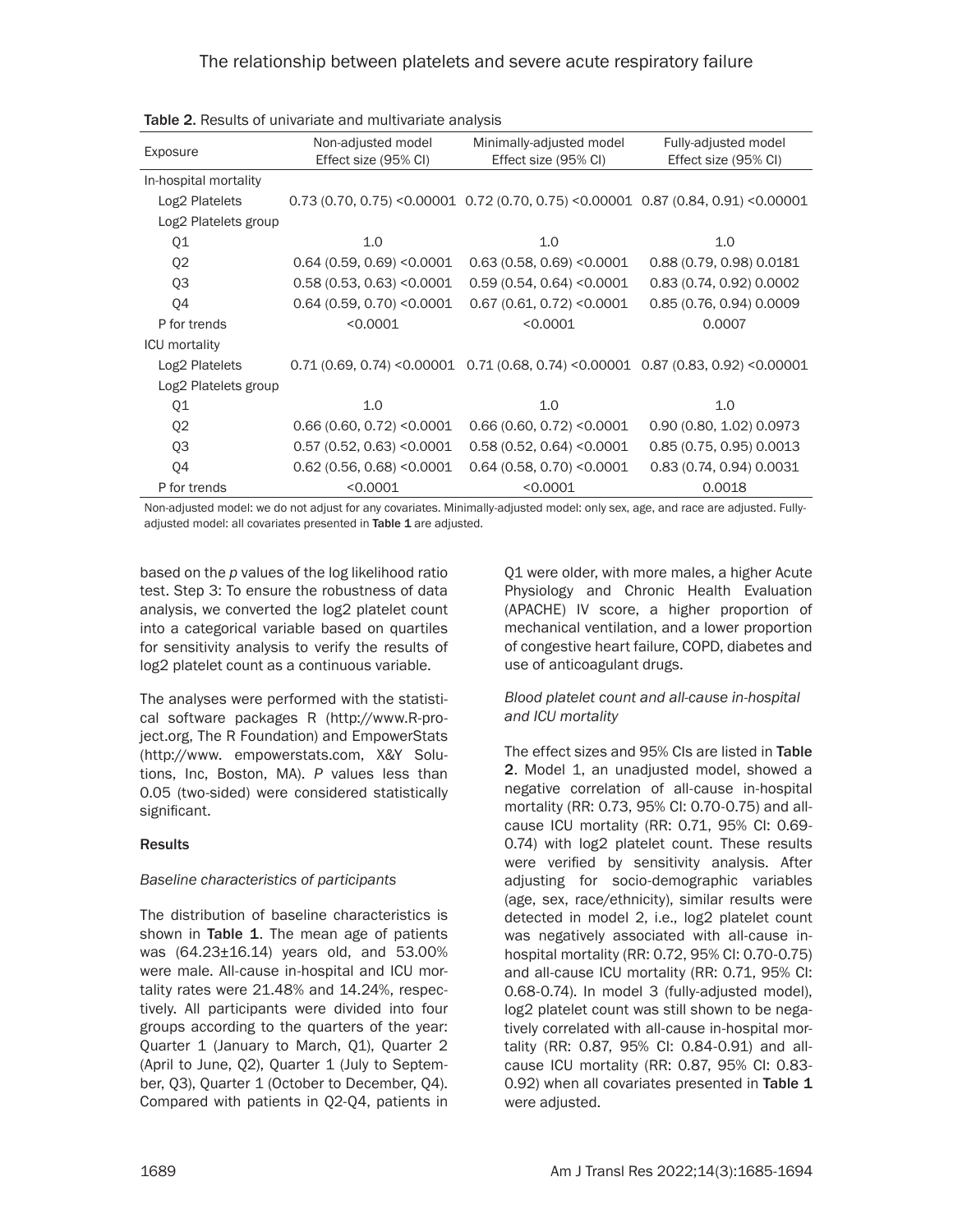**Table 2.** Results of univariate and multivariate analysis

| Exposure | Non-adjusted model Effect size (95% CI) | Minimally-adjusted model Effect size (95% CI) | Fully-adjusted model Effect size (95% CI) |
|---|---|---|---|
| In-hospital mortality | | | |
| Log2 Platelets | 0.73 (0.70, 0.75) <0.00001 | 0.72 (0.70, 0.75) <0.00001 | 0.87 (0.84, 0.91) <0.00001 |
| Log2 Platelets group | | | |
| Q1 | 1.0 | 1.0 | 1.0 |
| Q2 | 0.64 (0.59, 0.69) <0.0001 | 0.63 (0.58, 0.69) <0.0001 | 0.88 (0.79, 0.98) 0.0181 |
| Q3 | 0.58 (0.53, 0.63) <0.0001 | 0.59 (0.54, 0.64) <0.0001 | 0.83 (0.74, 0.92) 0.0002 |
| Q4 | 0.64 (0.59, 0.70) <0.0001 | 0.67 (0.61, 0.72) <0.0001 | 0.85 (0.76, 0.94) 0.0009 |
| P for trends | <0.0001 | <0.0001 | 0.0007 |
| ICU mortality | | | |
| Log2 Platelets | 0.71 (0.69, 0.74) <0.00001 | 0.71 (0.68, 0.74) <0.00001 | 0.87 (0.83, 0.92) <0.00001 |
| Log2 Platelets group | | | |
| Q1 | 1.0 | 1.0 | 1.0 |
| Q2 | 0.66 (0.60, 0.72) <0.0001 | 0.66 (0.60, 0.72) <0.0001 | 0.90 (0.80, 1.02) 0.0973 |
| Q3 | 0.57 (0.52, 0.63) <0.0001 | 0.58 (0.52, 0.64) <0.0001 | 0.85 (0.75, 0.95) 0.0013 |
| Q4 | 0.62 (0.56, 0.68) <0.0001 | 0.64 (0.58, 0.70) <0.0001 | 0.83 (0.74, 0.94) 0.0031 |
| P for trends | <0.0001 | <0.0001 | 0.0018 |

Non-adjusted model: we do not adjust for any covariates. Minimally-adjusted model: only sex, age, and race are adjusted. Fully-adjusted model: all covariates presented in **Table 1** are adjusted.

based on the *p* values of the log likelihood ratio test. Step 3: To ensure the robustness of data analysis, we converted the log2 platelet count into a categorical variable based on quartiles for sensitivity analysis to verify the results of log2 platelet count as a continuous variable.

The analyses were performed with the statistical software packages R (http://www.R-project.org, The R Foundation) and EmpowerStats (http://www. empowerstats.com, X&Y Solutions, Inc, Boston, MA). *P* values less than 0.05 (two-sided) were considered statistically significant.

## Results

### *Baseline characteristics of participants*

The distribution of baseline characteristics is shown in **Table 1**. The mean age of patients was (64.23±16.14) years old, and 53.00% were male. All-cause in-hospital and ICU mortality rates were 21.48% and 14.24%, respectively. All participants were divided into four groups according to the quarters of the year: Quarter 1 (January to March, Q1), Quarter 2 (April to June, Q2), Quarter 1 (July to September, Q3), Quarter 1 (October to December, Q4). Compared with patients in Q2-Q4, patients in Q1 were older, with more males, a higher Acute Physiology and Chronic Health Evaluation (APACHE) IV score, a higher proportion of mechanical ventilation, and a lower proportion of congestive heart failure, COPD, diabetes and use of anticoagulant drugs.

### *Blood platelet count and all-cause in-hospital and ICU mortality*

The effect sizes and 95% CIs are listed in **Table 2**. Model 1, an unadjusted model, showed a negative correlation of all-cause in-hospital mortality (RR: 0.73, 95% CI: 0.70-0.75) and all-cause ICU mortality (RR: 0.71, 95% CI: 0.69-0.74) with log2 platelet count. These results were verified by sensitivity analysis. After adjusting for socio-demographic variables (age, sex, race/ethnicity), similar results were detected in model 2, i.e., log2 platelet count was negatively associated with all-cause in-hospital mortality (RR: 0.72, 95% CI: 0.70-0.75) and all-cause ICU mortality (RR: 0.71, 95% CI: 0.68-0.74). In model 3 (fully-adjusted model), log2 platelet count was still shown to be negatively correlated with all-cause in-hospital mortality (RR: 0.87, 95% CI: 0.84-0.91) and all-cause ICU mortality (RR: 0.87, 95% CI: 0.83-0.92) when all covariates presented in **Table 1** were adjusted.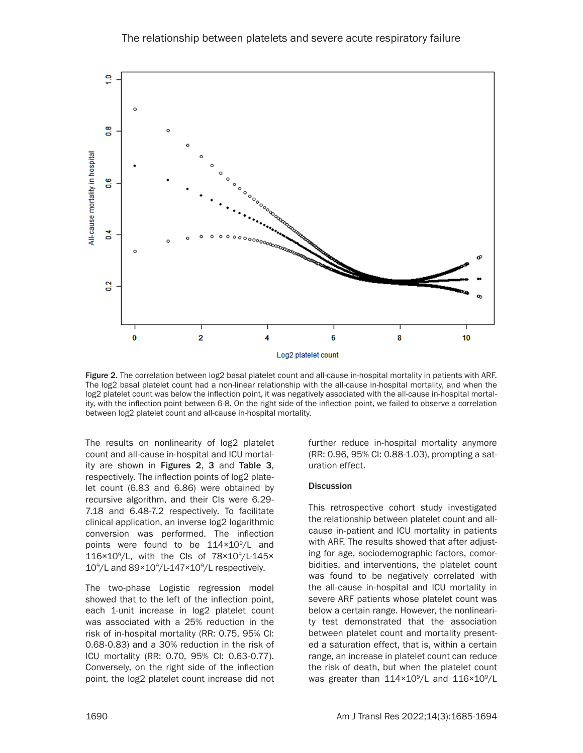Figure 2. The correlation between log2 basal platelet count and all-cause in-hospital mortality in patients with ARF. The log2 basal platelet count had a non-linear relationship with the all-cause in-hospital mortality, and when the log2 platelet count was below the inflection point, it was negatively associated with the all-cause in-hospital mortality, with the inflection point between 6-8. On the right side of the inflection point, we failed to observe a correlation between log2 platelet count and all-cause in-hospital mortality.

The results on nonlinearity of log2 platelet count and all-cause in-hospital and ICU mortality are shown in **Figures 2**, **3** and **Table 3**, respectively. The inflection points of log2 platelet count (6.83 and 6.86) were obtained by recursive algorithm, and their CIs were 6.29-7.18 and 6.48-7.2 respectively. To facilitate clinical application, an inverse log2 logarithmic conversion was performed. The inflection points were found to be $114\times10^9$/L and $116\times10^9$/L, with the CIs of $78\times10^9$/L-$145\times10^9$/L and $89\times10^9$/L-$147\times10^9$/L respectively.

The two-phase Logistic regression model showed that to the left of the inflection point, each 1-unit increase in log2 platelet count was associated with a 25% reduction in the risk of in-hospital mortality (RR: 0.75, 95% CI: 0.68-0.83) and a 30% reduction in the risk of ICU mortality (RR: 0.70, 95% CI: 0.63-0.77). Conversely, on the right side of the inflection point, the log2 platelet count increase did not further reduce in-hospital mortality anymore (RR: 0.96, 95% CI: 0.88-1.03), prompting a saturation effect.

## Discussion

This retrospective cohort study investigated the relationship between platelet count and all-cause in-patient and ICU mortality in patients with ARF. The results showed that after adjusting for age, sociodemographic factors, comorbidities, and interventions, the platelet count was found to be negatively correlated with the all-cause in-hospital and ICU mortality in severe ARF patients whose platelet count was below a certain range. However, the nonlinearity test demonstrated that the association between platelet count and mortality presented a saturation effect, that is, within a certain range, an increase in platelet count can reduce the risk of death, but when the platelet count was greater than $114\times10^9$/L and $116\times10^9$/L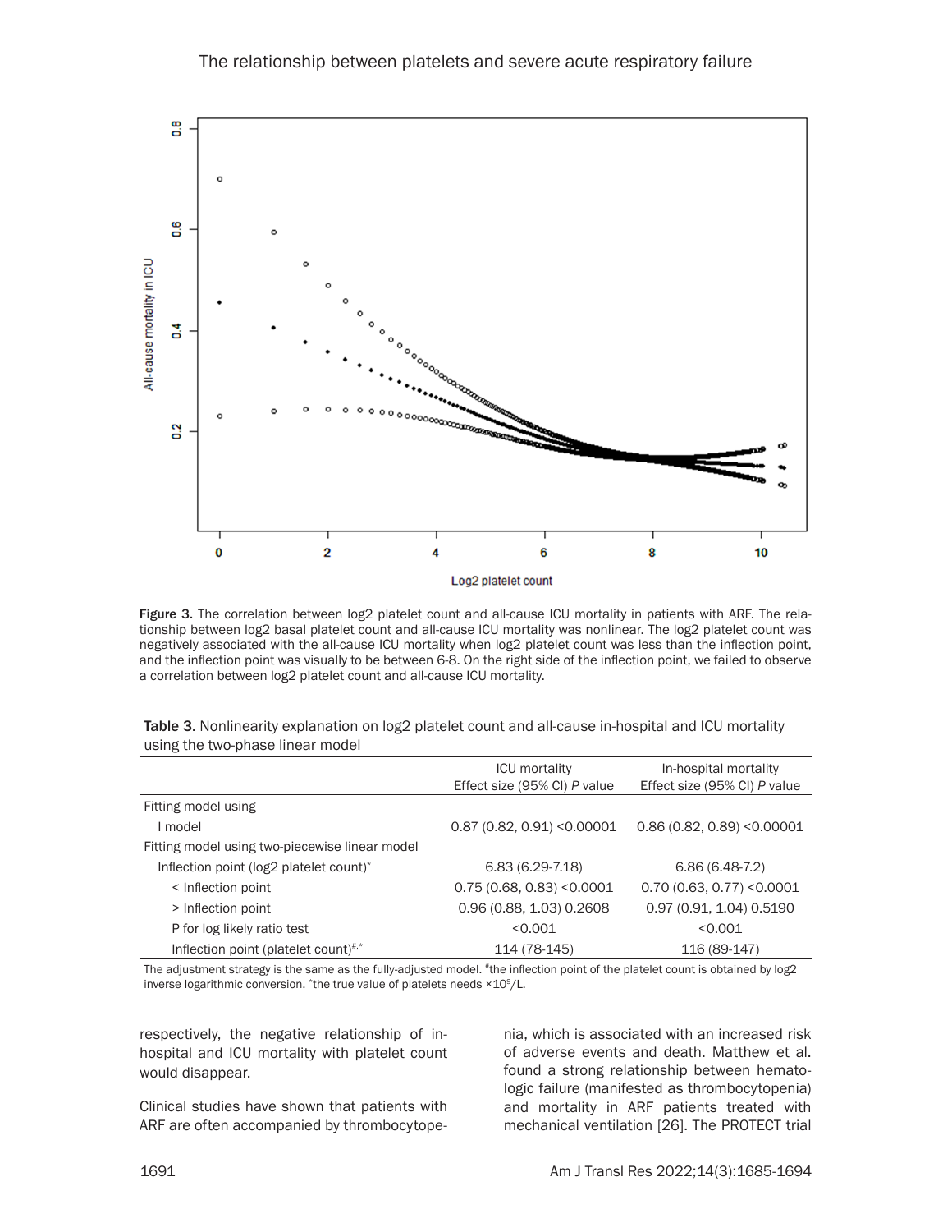Figure 3. The correlation between log2 platelet count and all-cause ICU mortality in patients with ARF. The relationship between log2 basal platelet count and all-cause ICU mortality was nonlinear. The log2 platelet count was negatively associated with the all-cause ICU mortality when log2 platelet count was less than the inflection point, and the inflection point was visually to be between 6-8. On the right side of the inflection point, we failed to observe a correlation between log2 platelet count and all-cause ICU mortality.

Table 3. Nonlinearity explanation on log2 platelet count and all-cause in-hospital and ICU mortality using the two-phase linear model

| | ICU mortality<br>Effect size (95% CI) *P* value | In-hospital mortality<br>Effect size (95% CI) *P* value |
|---|---|---|
| Fitting model using | | |
| I model | 0.87 (0.82, 0.91) <0.00001 | 0.86 (0.82, 0.89) <0.00001 |
| Fitting model using two-piecewise linear model | | |
| Inflection point (log2 platelet count)* | 6.83 (6.29-7.18) | 6.86 (6.48-7.2) |
| < Inflection point | 0.75 (0.68, 0.83) <0.0001 | 0.70 (0.63, 0.77) <0.0001 |
| > Inflection point | 0.96 (0.88, 1.03) 0.2608 | 0.97 (0.91, 1.04) 0.5190 |
| P for log likely ratio test | <0.001 | <0.001 |
| Inflection point (platelet count)#,* | 114 (78-145) | 116 (89-147) |

The adjustment strategy is the same as the fully-adjusted model. #the inflection point of the platelet count is obtained by log2 inverse logarithmic conversion. *the true value of platelets needs $\times 10^9$/L.

respectively, the negative relationship of in-hospital and ICU mortality with platelet count would disappear.

Clinical studies have shown that patients with ARF are often accompanied by thrombocytopenia, which is associated with an increased risk of adverse events and death. Matthew et al. found a strong relationship between hematologic failure (manifested as thrombocytopenia) and mortality in ARF patients treated with mechanical ventilation [26]. The PROTECT trial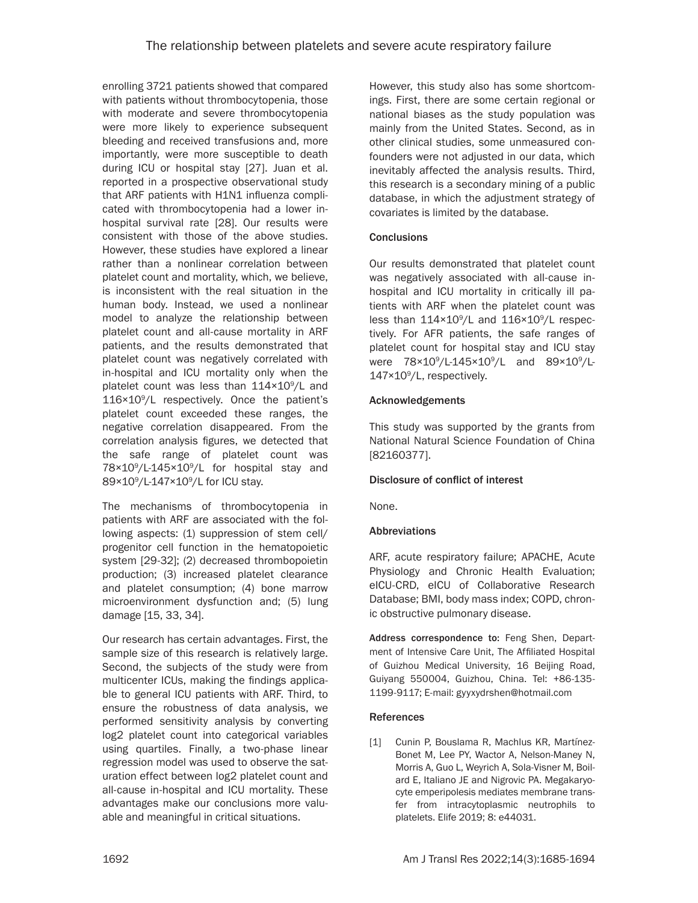enrolling 3721 patients showed that compared with patients without thrombocytopenia, those with moderate and severe thrombocytopenia were more likely to experience subsequent bleeding and received transfusions and, more importantly, were more susceptible to death during ICU or hospital stay [27]. Juan et al. reported in a prospective observational study that ARF patients with H1N1 influenza complicated with thrombocytopenia had a lower in-hospital survival rate [28]. Our results were consistent with those of the above studies. However, these studies have explored a linear rather than a nonlinear correlation between platelet count and mortality, which, we believe, is inconsistent with the real situation in the human body. Instead, we used a nonlinear model to analyze the relationship between platelet count and all-cause mortality in ARF patients, and the results demonstrated that platelet count was negatively correlated with in-hospital and ICU mortality only when the platelet count was less than $114\times10^9$/L and $116\times10^9$/L respectively. Once the patient's platelet count exceeded these ranges, the negative correlation disappeared. From the correlation analysis figures, we detected that the safe range of platelet count was $78\times10^9$/L-$145\times10^9$/L for hospital stay and $89\times10^9$/L-$147\times10^9$/L for ICU stay.

The mechanisms of thrombocytopenia in patients with ARF are associated with the following aspects: (1) suppression of stem cell/progenitor cell function in the hematopoietic system [29-32]; (2) decreased thrombopoietin production; (3) increased platelet clearance and platelet consumption; (4) bone marrow microenvironment dysfunction and; (5) lung damage [15, 33, 34].

Our research has certain advantages. First, the sample size of this research is relatively large. Second, the subjects of the study were from multicenter ICUs, making the findings applicable to general ICU patients with ARF. Third, to ensure the robustness of data analysis, we performed sensitivity analysis by converting log2 platelet count into categorical variables using quartiles. Finally, a two-phase linear regression model was used to observe the saturation effect between log2 platelet count and all-cause in-hospital and ICU mortality. These advantages make our conclusions more valuable and meaningful in critical situations.

However, this study also has some shortcomings. First, there are some certain regional or national biases as the study population was mainly from the United States. Second, as in other clinical studies, some unmeasured confounders were not adjusted in our data, which inevitably affected the analysis results. Third, this research is a secondary mining of a public database, in which the adjustment strategy of covariates is limited by the database.

## Conclusions

Our results demonstrated that platelet count was negatively associated with all-cause in-hospital and ICU mortality in critically ill patients with ARF when the platelet count was less than $114\times10^9$/L and $116\times10^9$/L respectively. For AFR patients, the safe ranges of platelet count for hospital stay and ICU stay were $78\times10^9$/L-$145\times10^9$/L and $89\times10^9$/L-$147\times10^9$/L, respectively.

## Acknowledgements

This study was supported by the grants from National Natural Science Foundation of China [82160377].

## Disclosure of conflict of interest

None.

## Abbreviations

ARF, acute respiratory failure; APACHE, Acute Physiology and Chronic Health Evaluation; eICU-CRD, eICU of Collaborative Research Database; BMI, body mass index; COPD, chronic obstructive pulmonary disease.

**Address correspondence to:** Feng Shen, Department of Intensive Care Unit, The Affiliated Hospital of Guizhou Medical University, 16 Beijing Road, Guiyang 550004, Guizhou, China. Tel: +86-135-1199-9117; E-mail: gyyxydrshen@hotmail.com

## References

[1] Cunin P, Bouslama R, Machlus KR, Martínez-Bonet M, Lee PY, Wactor A, Nelson-Maney N, Morris A, Guo L, Weyrich A, Sola-Visner M, Boilard E, Italiano JE and Nigrovic PA. Megakaryocyte emperipolesis mediates membrane transfer from intracytoplasmic neutrophils to platelets. Elife 2019; 8: e44031.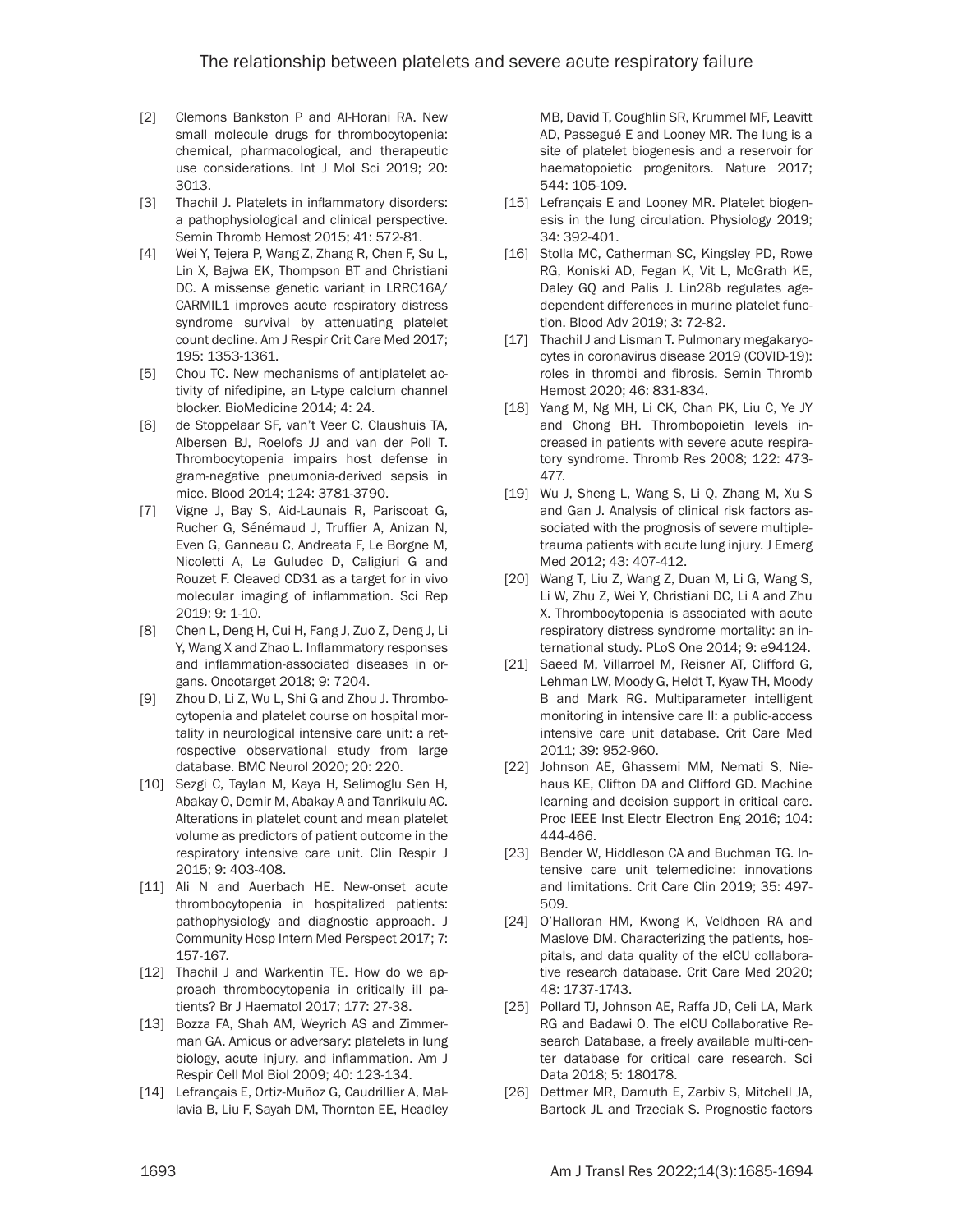[2] Clemons Bankston P and Al-Horani RA. New small molecule drugs for thrombocytopenia: chemical, pharmacological, and therapeutic use considerations. Int J Mol Sci 2019; 20: 3013.

[3] Thachil J. Platelets in inflammatory disorders: a pathophysiological and clinical perspective. Semin Thromb Hemost 2015; 41: 572-81.

[4] Wei Y, Tejera P, Wang Z, Zhang R, Chen F, Su L, Lin X, Bajwa EK, Thompson BT and Christiani DC. A missense genetic variant in LRRC16A/CARMIL1 improves acute respiratory distress syndrome survival by attenuating platelet count decline. Am J Respir Crit Care Med 2017; 195: 1353-1361.

[5] Chou TC. New mechanisms of antiplatelet activity of nifedipine, an L-type calcium channel blocker. BioMedicine 2014; 4: 24.

[6] de Stoppelaar SF, van't Veer C, Claushuis TA, Albersen BJ, Roelofs JJ and van der Poll T. Thrombocytopenia impairs host defense in gram-negative pneumonia-derived sepsis in mice. Blood 2014; 124: 3781-3790.

[7] Vigne J, Bay S, Aid-Launais R, Pariscoat G, Rucher G, Sénémaud J, Truffier A, Anizan N, Even G, Ganneau C, Andreata F, Le Borgne M, Nicoletti A, Le Guludec D, Caligiuri G and Rouzet F. Cleaved CD31 as a target for in vivo molecular imaging of inflammation. Sci Rep 2019; 9: 1-10.

[8] Chen L, Deng H, Cui H, Fang J, Zuo Z, Deng J, Li Y, Wang X and Zhao L. Inflammatory responses and inflammation-associated diseases in organs. Oncotarget 2018; 9: 7204.

[9] Zhou D, Li Z, Wu L, Shi G and Zhou J. Thrombocytopenia and platelet course on hospital mortality in neurological intensive care unit: a retrospective observational study from large database. BMC Neurol 2020; 20: 220.

[10] Sezgi C, Taylan M, Kaya H, Selimoglu Sen H, Abakay O, Demir M, Abakay A and Tanrikulu AC. Alterations in platelet count and mean platelet volume as predictors of patient outcome in the respiratory intensive care unit. Clin Respir J 2015; 9: 403-408.

[11] Ali N and Auerbach HE. New-onset acute thrombocytopenia in hospitalized patients: pathophysiology and diagnostic approach. J Community Hosp Intern Med Perspect 2017; 7: 157-167.

[12] Thachil J and Warkentin TE. How do we approach thrombocytopenia in critically ill patients? Br J Haematol 2017; 177: 27-38.

[13] Bozza FA, Shah AM, Weyrich AS and Zimmerman GA. Amicus or adversary: platelets in lung biology, acute injury, and inflammation. Am J Respir Cell Mol Biol 2009; 40: 123-134.

[14] Lefrançais E, Ortiz-Muñoz G, Caudrillier A, Mallavia B, Liu F, Sayah DM, Thornton EE, Headley MB, David T, Coughlin SR, Krummel MF, Leavitt AD, Passegué E and Looney MR. The lung is a site of platelet biogenesis and a reservoir for haematopoietic progenitors. Nature 2017; 544: 105-109.

[15] Lefrançais E and Looney MR. Platelet biogenesis in the lung circulation. Physiology 2019; 34: 392-401.

[16] Stolla MC, Catherman SC, Kingsley PD, Rowe RG, Koniski AD, Fegan K, Vit L, McGrath KE, Daley GQ and Palis J. Lin28b regulates age-dependent differences in murine platelet function. Blood Adv 2019; 3: 72-82.

[17] Thachil J and Lisman T. Pulmonary megakaryocytes in coronavirus disease 2019 (COVID-19): roles in thrombi and fibrosis. Semin Thromb Hemost 2020; 46: 831-834.

[18] Yang M, Ng MH, Li CK, Chan PK, Liu C, Ye JY and Chong BH. Thrombopoietin levels increased in patients with severe acute respiratory syndrome. Thromb Res 2008; 122: 473-477.

[19] Wu J, Sheng L, Wang S, Li Q, Zhang M, Xu S and Gan J. Analysis of clinical risk factors associated with the prognosis of severe multiple-trauma patients with acute lung injury. J Emerg Med 2012; 43: 407-412.

[20] Wang T, Liu Z, Wang Z, Duan M, Li G, Wang S, Li W, Zhu Z, Wei Y, Christiani DC, Li A and Zhu X. Thrombocytopenia is associated with acute respiratory distress syndrome mortality: an international study. PLoS One 2014; 9: e94124.

[21] Saeed M, Villarroel M, Reisner AT, Clifford G, Lehman LW, Moody G, Heldt T, Kyaw TH, Moody B and Mark RG. Multiparameter intelligent monitoring in intensive care II: a public-access intensive care unit database. Crit Care Med 2011; 39: 952-960.

[22] Johnson AE, Ghassemi MM, Nemati S, Niehaus KE, Clifton DA and Clifford GD. Machine learning and decision support in critical care. Proc IEEE Inst Electr Electron Eng 2016; 104: 444-466.

[23] Bender W, Hiddleson CA and Buchman TG. Intensive care unit telemedicine: innovations and limitations. Crit Care Clin 2019; 35: 497-509.

[24] O'Halloran HM, Kwong K, Veldhoen RA and Maslove DM. Characterizing the patients, hospitals, and data quality of the eICU collaborative research database. Crit Care Med 2020; 48: 1737-1743.

[25] Pollard TJ, Johnson AE, Raffa JD, Celi LA, Mark RG and Badawi O. The eICU Collaborative Research Database, a freely available multi-center database for critical care research. Sci Data 2018; 5: 180178.

[26] Dettmer MR, Damuth E, Zarbiv S, Mitchell JA, Bartock JL and Trzeciak S. Prognostic factors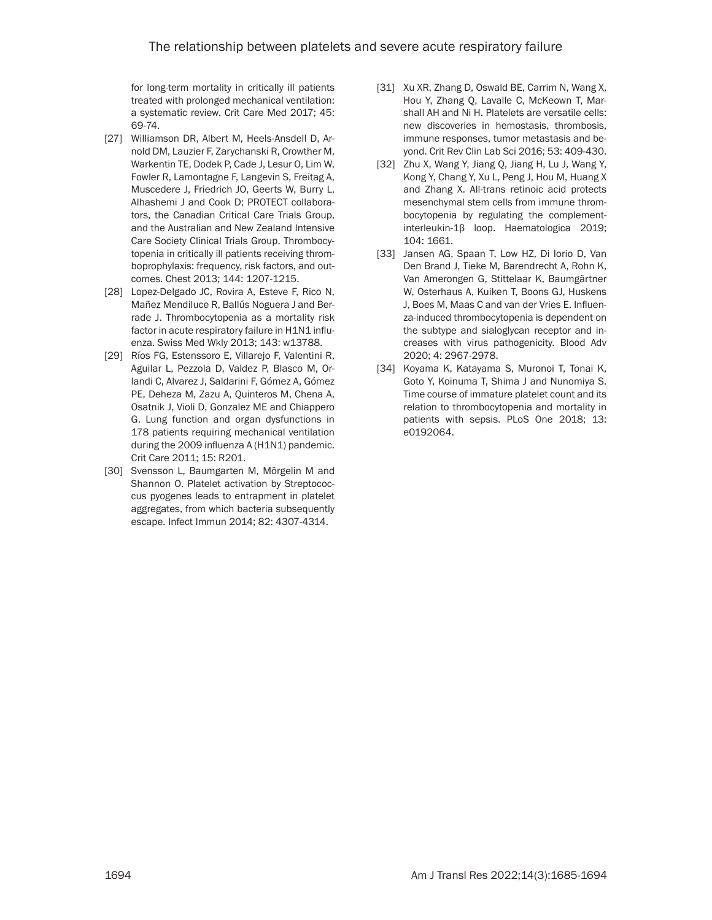for long-term mortality in critically ill patients treated with prolonged mechanical ventilation: a systematic review. Crit Care Med 2017; 45: 69-74.

[27] Williamson DR, Albert M, Heels-Ansdell D, Arnold DM, Lauzier F, Zarychanski R, Crowther M, Warkentin TE, Dodek P, Cade J, Lesur O, Lim W, Fowler R, Lamontagne F, Langevin S, Freitag A, Muscedere J, Friedrich JO, Geerts W, Burry L, Alhashemi J and Cook D; PROTECT collaborators, the Canadian Critical Care Trials Group, and the Australian and New Zealand Intensive Care Society Clinical Trials Group. Thrombocytopenia in critically ill patients receiving thromboprophylaxis: frequency, risk factors, and outcomes. Chest 2013; 144: 1207-1215.

[28] Lopez-Delgado JC, Rovira A, Esteve F, Rico N, Mañez Mendiluce R, Ballús Noguera J and Berrade J. Thrombocytopenia as a mortality risk factor in acute respiratory failure in H1N1 influenza. Swiss Med Wkly 2013; 143: w13788.

[29] Ríos FG, Estenssoro E, Villarejo F, Valentini R, Aguilar L, Pezzola D, Valdez P, Blasco M, Orlandi C, Alvarez J, Saldarini F, Gómez A, Gómez PE, Deheza M, Zazu A, Quinteros M, Chena A, Osatnik J, Violi D, Gonzalez ME and Chiappero G. Lung function and organ dysfunctions in 178 patients requiring mechanical ventilation during the 2009 influenza A (H1N1) pandemic. Crit Care 2011; 15: R201.

[30] Svensson L, Baumgarten M, Mörgelin M and Shannon O. Platelet activation by Streptococcus pyogenes leads to entrapment in platelet aggregates, from which bacteria subsequently escape. Infect Immun 2014; 82: 4307-4314.

[31] Xu XR, Zhang D, Oswald BE, Carrim N, Wang X, Hou Y, Zhang Q, Lavalle C, McKeown T, Marshall AH and Ni H. Platelets are versatile cells: new discoveries in hemostasis, thrombosis, immune responses, tumor metastasis and beyond. Crit Rev Clin Lab Sci 2016; 53: 409-430.

[32] Zhu X, Wang Y, Jiang Q, Jiang H, Lu J, Wang Y, Kong Y, Chang Y, Xu L, Peng J, Hou M, Huang X and Zhang X. All-trans retinoic acid protects mesenchymal stem cells from immune thrombocytopenia by regulating the complement-interleukin-1β loop. Haematologica 2019; 104: 1661.

[33] Jansen AG, Spaan T, Low HZ, Di Iorio D, Van Den Brand J, Tieke M, Barendrecht A, Rohn K, Van Amerongen G, Stittelaar K, Baumgärtner W, Osterhaus A, Kuiken T, Boons GJ, Huskens J, Boes M, Maas C and van der Vries E. Influenza-induced thrombocytopenia is dependent on the subtype and sialoglycan receptor and increases with virus pathogenicity. Blood Adv 2020; 4: 2967-2978.

[34] Koyama K, Katayama S, Muronoi T, Tonai K, Goto Y, Koinuma T, Shima J and Nunomiya S. Time course of immature platelet count and its relation to thrombocytopenia and mortality in patients with sepsis. PLoS One 2018; 13: e0192064.